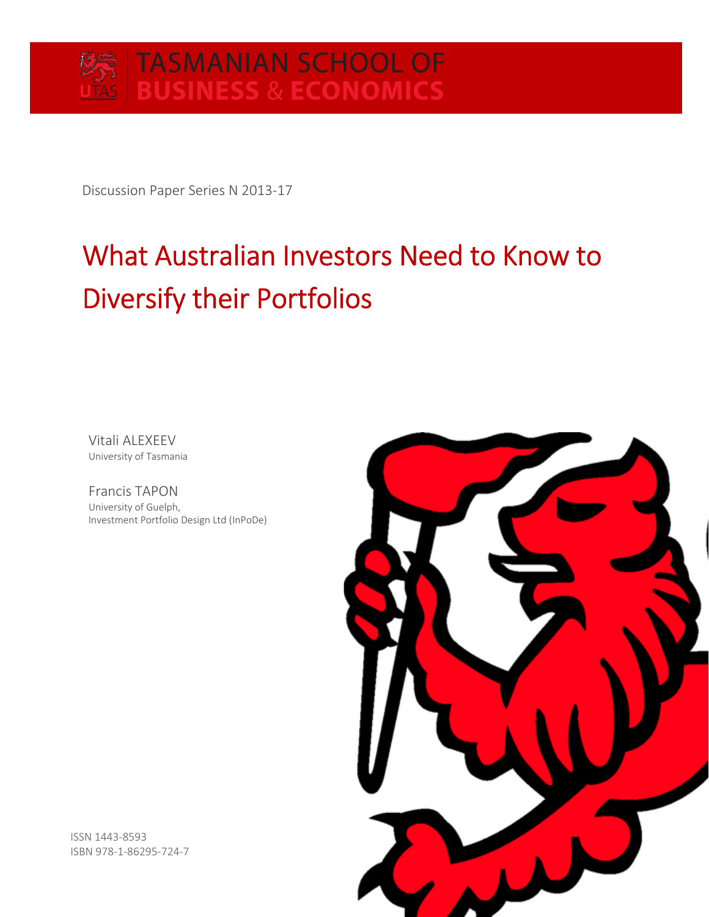TASMANIAN SCHOOL OF
BUSINESS & ECONOMICS

Discussion Paper Series N 2013-17

# What Australian Investors Need to Know to Diversify their Portfolios

Vitali ALEXEEV
University of Tasmania

Francis TAPON
University of Guelph,
Investment Portfolio Design Ltd (InPoDe)

ISSN 1443-8593
ISBN 978-1-86295-724-7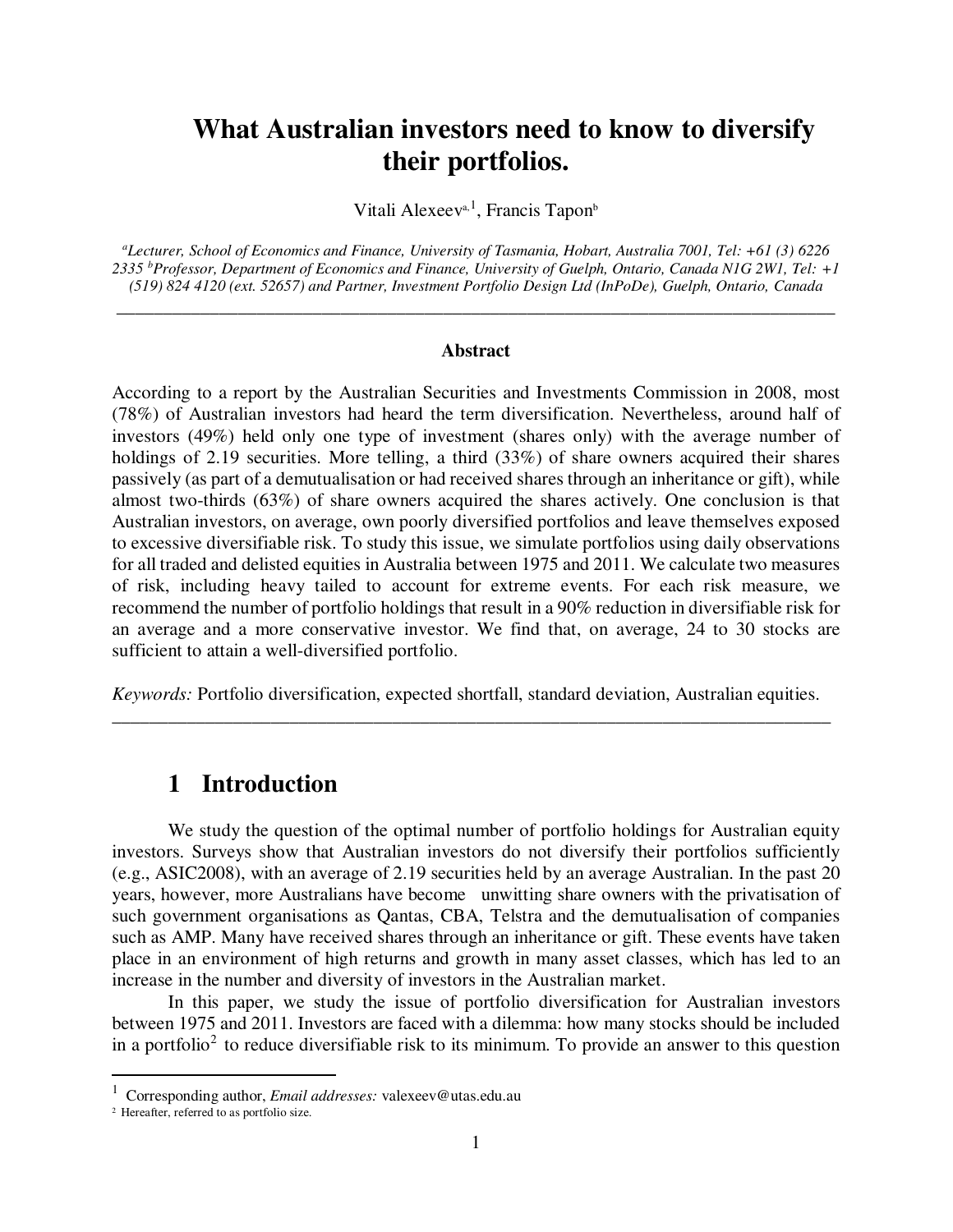# What Australian investors need to know to diversify their portfolios.

Vitali Alexeev[a,1], Francis Tapon[b]

[a]*Lecturer, School of Economics and Finance, University of Tasmania, Hobart, Australia 7001, Tel: +61 (3) 6226 2335* [b]*Professor, Department of Economics and Finance, University of Guelph, Ontario, Canada N1G 2W1, Tel: +1 (519) 824 4120 (ext. 52657) and Partner, Investment Portfolio Design Ltd (InPoDe), Guelph, Ontario, Canada*

---

**Abstract**

According to a report by the Australian Securities and Investments Commission in 2008, most (78%) of Australian investors had heard the term diversification. Nevertheless, around half of investors (49%) held only one type of investment (shares only) with the average number of holdings of 2.19 securities. More telling, a third (33%) of share owners acquired their shares passively (as part of a demutualisation or had received shares through an inheritance or gift), while almost two-thirds (63%) of share owners acquired the shares actively. One conclusion is that Australian investors, on average, own poorly diversified portfolios and leave themselves exposed to excessive diversifiable risk. To study this issue, we simulate portfolios using daily observations for all traded and delisted equities in Australia between 1975 and 2011. We calculate two measures of risk, including heavy tailed to account for extreme events. For each risk measure, we recommend the number of portfolio holdings that result in a 90% reduction in diversifiable risk for an average and a more conservative investor. We find that, on average, 24 to 30 stocks are sufficient to attain a well-diversified portfolio.

*Keywords:* Portfolio diversification, expected shortfall, standard deviation, Australian equities.

---

## 1 Introduction

We study the question of the optimal number of portfolio holdings for Australian equity investors. Surveys show that Australian investors do not diversify their portfolios sufficiently (e.g., ASIC2008), with an average of 2.19 securities held by an average Australian. In the past 20 years, however, more Australians have become unwitting share owners with the privatisation of such government organisations as Qantas, CBA, Telstra and the demutualisation of companies such as AMP. Many have received shares through an inheritance or gift. These events have taken place in an environment of high returns and growth in many asset classes, which has led to an increase in the number and diversity of investors in the Australian market.

In this paper, we study the issue of portfolio diversification for Australian investors between 1975 and 2011. Investors are faced with a dilemma: how many stocks should be included in a portfolio[2] to reduce diversifiable risk to its minimum. To provide an answer to this question

---

[1] Corresponding author, *Email addresses:* valexeev@utas.edu.au

[2] Hereafter, referred to as portfolio size.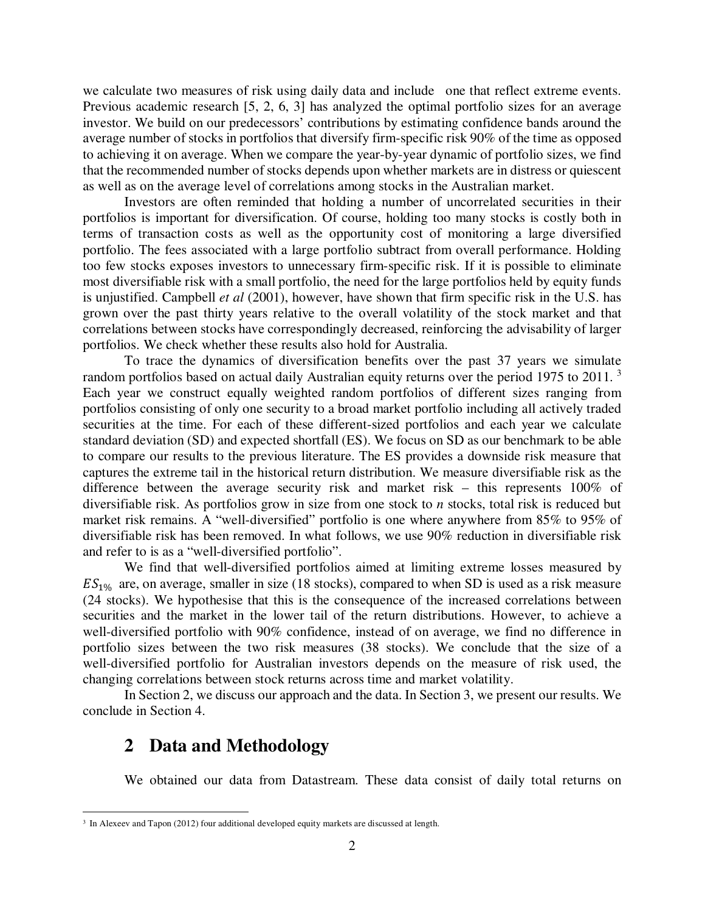we calculate two measures of risk using daily data and include one that reflect extreme events. Previous academic research [5, 2, 6, 3] has analyzed the optimal portfolio sizes for an average investor. We build on our predecessors' contributions by estimating confidence bands around the average number of stocks in portfolios that diversify firm-specific risk 90% of the time as opposed to achieving it on average. When we compare the year-by-year dynamic of portfolio sizes, we find that the recommended number of stocks depends upon whether markets are in distress or quiescent as well as on the average level of correlations among stocks in the Australian market.

Investors are often reminded that holding a number of uncorrelated securities in their portfolios is important for diversification. Of course, holding too many stocks is costly both in terms of transaction costs as well as the opportunity cost of monitoring a large diversified portfolio. The fees associated with a large portfolio subtract from overall performance. Holding too few stocks exposes investors to unnecessary firm-specific risk. If it is possible to eliminate most diversifiable risk with a small portfolio, the need for the large portfolios held by equity funds is unjustified. Campbell *et al* (2001), however, have shown that firm specific risk in the U.S. has grown over the past thirty years relative to the overall volatility of the stock market and that correlations between stocks have correspondingly decreased, reinforcing the advisability of larger portfolios. We check whether these results also hold for Australia.

To trace the dynamics of diversification benefits over the past 37 years we simulate random portfolios based on actual daily Australian equity returns over the period 1975 to 2011. [3] Each year we construct equally weighted random portfolios of different sizes ranging from portfolios consisting of only one security to a broad market portfolio including all actively traded securities at the time. For each of these different-sized portfolios and each year we calculate standard deviation (SD) and expected shortfall (ES). We focus on SD as our benchmark to be able to compare our results to the previous literature. The ES provides a downside risk measure that captures the extreme tail in the historical return distribution. We measure diversifiable risk as the difference between the average security risk and market risk – this represents 100% of diversifiable risk. As portfolios grow in size from one stock to *n* stocks, total risk is reduced but market risk remains. A "well-diversified" portfolio is one where anywhere from 85% to 95% of diversifiable risk has been removed. In what follows, we use 90% reduction in diversifiable risk and refer to is as a "well-diversified portfolio".

We find that well-diversified portfolios aimed at limiting extreme losses measured by $ES_{1\%}$ are, on average, smaller in size (18 stocks), compared to when SD is used as a risk measure (24 stocks). We hypothesise that this is the consequence of the increased correlations between securities and the market in the lower tail of the return distributions. However, to achieve a well-diversified portfolio with 90% confidence, instead of on average, we find no difference in portfolio sizes between the two risk measures (38 stocks). We conclude that the size of a well-diversified portfolio for Australian investors depends on the measure of risk used, the changing correlations between stock returns across time and market volatility.

In Section 2, we discuss our approach and the data. In Section 3, we present our results. We conclude in Section 4.

## 2 Data and Methodology

We obtained our data from Datastream. These data consist of daily total returns on

---

[3] In Alexeev and Tapon (2012) four additional developed equity markets are discussed at length.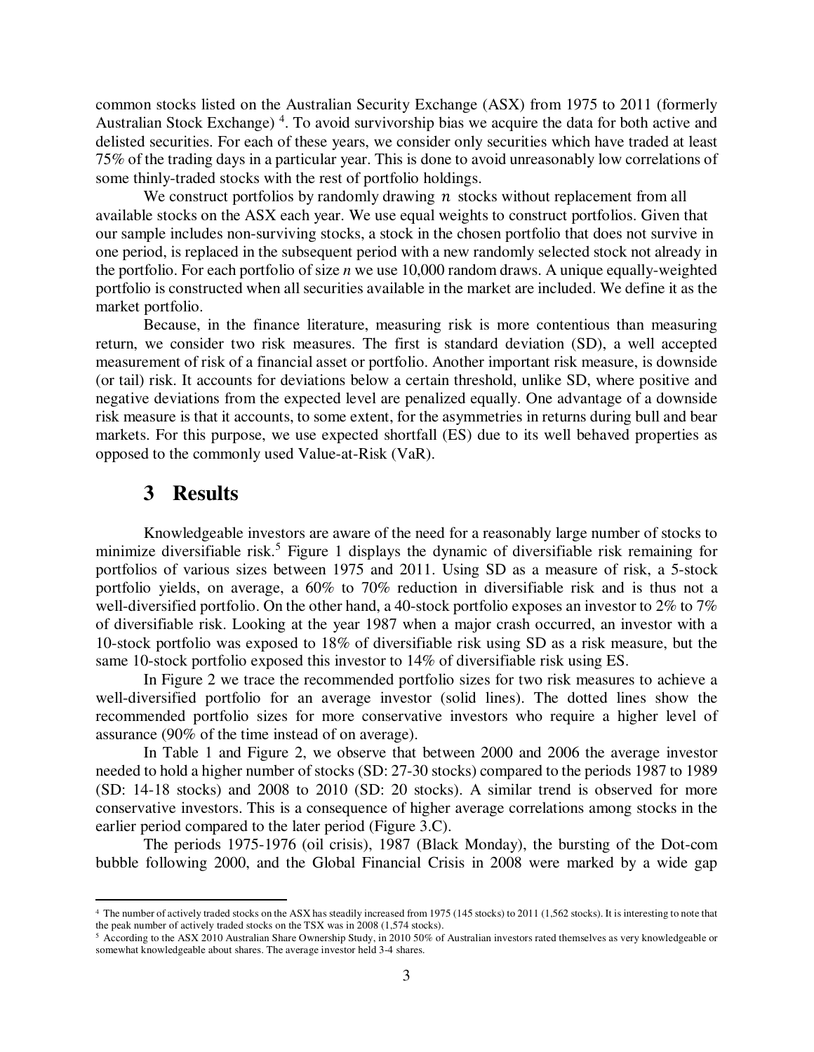common stocks listed on the Australian Security Exchange (ASX) from 1975 to 2011 (formerly Australian Stock Exchange) [4]. To avoid survivorship bias we acquire the data for both active and delisted securities. For each of these years, we consider only securities which have traded at least 75% of the trading days in a particular year. This is done to avoid unreasonably low correlations of some thinly-traded stocks with the rest of portfolio holdings.

We construct portfolios by randomly drawing $n$ stocks without replacement from all available stocks on the ASX each year. We use equal weights to construct portfolios. Given that our sample includes non-surviving stocks, a stock in the chosen portfolio that does not survive in one period, is replaced in the subsequent period with a new randomly selected stock not already in the portfolio. For each portfolio of size $n$ we use 10,000 random draws. A unique equally-weighted portfolio is constructed when all securities available in the market are included. We define it as the market portfolio.

Because, in the finance literature, measuring risk is more contentious than measuring return, we consider two risk measures. The first is standard deviation (SD), a well accepted measurement of risk of a financial asset or portfolio. Another important risk measure, is downside (or tail) risk. It accounts for deviations below a certain threshold, unlike SD, where positive and negative deviations from the expected level are penalized equally. One advantage of a downside risk measure is that it accounts, to some extent, for the asymmetries in returns during bull and bear markets. For this purpose, we use expected shortfall (ES) due to its well behaved properties as opposed to the commonly used Value-at-Risk (VaR).

# 3 Results

Knowledgeable investors are aware of the need for a reasonably large number of stocks to minimize diversifiable risk.[5] Figure 1 displays the dynamic of diversifiable risk remaining for portfolios of various sizes between 1975 and 2011. Using SD as a measure of risk, a 5-stock portfolio yields, on average, a 60% to 70% reduction in diversifiable risk and is thus not a well-diversified portfolio. On the other hand, a 40-stock portfolio exposes an investor to 2% to 7% of diversifiable risk. Looking at the year 1987 when a major crash occurred, an investor with a 10-stock portfolio was exposed to 18% of diversifiable risk using SD as a risk measure, but the same 10-stock portfolio exposed this investor to 14% of diversifiable risk using ES.

In Figure 2 we trace the recommended portfolio sizes for two risk measures to achieve a well-diversified portfolio for an average investor (solid lines). The dotted lines show the recommended portfolio sizes for more conservative investors who require a higher level of assurance (90% of the time instead of on average).

In Table 1 and Figure 2, we observe that between 2000 and 2006 the average investor needed to hold a higher number of stocks (SD: 27-30 stocks) compared to the periods 1987 to 1989 (SD: 14-18 stocks) and 2008 to 2010 (SD: 20 stocks). A similar trend is observed for more conservative investors. This is a consequence of higher average correlations among stocks in the earlier period compared to the later period (Figure 3.C).

The periods 1975-1976 (oil crisis), 1987 (Black Monday), the bursting of the Dot-com bubble following 2000, and the Global Financial Crisis in 2008 were marked by a wide gap

---

[4] The number of actively traded stocks on the ASX has steadily increased from 1975 (145 stocks) to 2011 (1,562 stocks). It is interesting to note that the peak number of actively traded stocks on the TSX was in 2008 (1,574 stocks).

[5] According to the ASX 2010 Australian Share Ownership Study, in 2010 50% of Australian investors rated themselves as very knowledgeable or somewhat knowledgeable about shares. The average investor held 3-4 shares.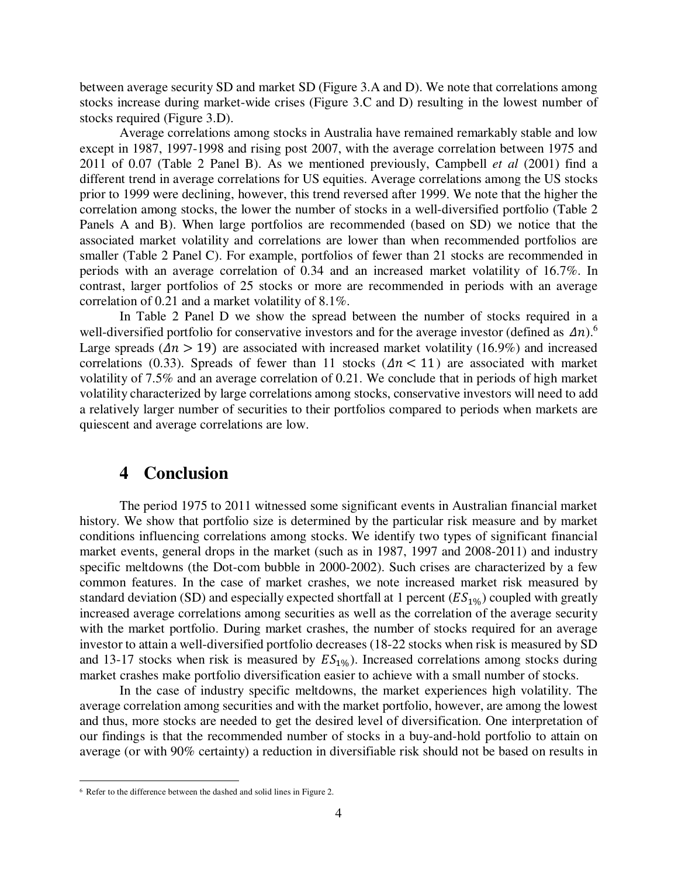between average security SD and market SD (Figure 3.A and D). We note that correlations among stocks increase during market-wide crises (Figure 3.C and D) resulting in the lowest number of stocks required (Figure 3.D).

Average correlations among stocks in Australia have remained remarkably stable and low except in 1987, 1997-1998 and rising post 2007, with the average correlation between 1975 and 2011 of 0.07 (Table 2 Panel B). As we mentioned previously, Campbell *et al* (2001) find a different trend in average correlations for US equities. Average correlations among the US stocks prior to 1999 were declining, however, this trend reversed after 1999. We note that the higher the correlation among stocks, the lower the number of stocks in a well-diversified portfolio (Table 2 Panels A and B). When large portfolios are recommended (based on SD) we notice that the associated market volatility and correlations are lower than when recommended portfolios are smaller (Table 2 Panel C). For example, portfolios of fewer than 21 stocks are recommended in periods with an average correlation of 0.34 and an increased market volatility of 16.7%. In contrast, larger portfolios of 25 stocks or more are recommended in periods with an average correlation of 0.21 and a market volatility of 8.1%.

In Table 2 Panel D we show the spread between the number of stocks required in a well-diversified portfolio for conservative investors and for the average investor (defined as $\Delta n$).[6] Large spreads ($\Delta n > 19$) are associated with increased market volatility (16.9%) and increased correlations (0.33). Spreads of fewer than 11 stocks ($\Delta n < 11$) are associated with market volatility of 7.5% and an average correlation of 0.21. We conclude that in periods of high market volatility characterized by large correlations among stocks, conservative investors will need to add a relatively larger number of securities to their portfolios compared to periods when markets are quiescent and average correlations are low.

# 4 Conclusion

The period 1975 to 2011 witnessed some significant events in Australian financial market history. We show that portfolio size is determined by the particular risk measure and by market conditions influencing correlations among stocks. We identify two types of significant financial market events, general drops in the market (such as in 1987, 1997 and 2008-2011) and industry specific meltdowns (the Dot-com bubble in 2000-2002). Such crises are characterized by a few common features. In the case of market crashes, we note increased market risk measured by standard deviation (SD) and especially expected shortfall at 1 percent ($ES_{1\%}$) coupled with greatly increased average correlations among securities as well as the correlation of the average security with the market portfolio. During market crashes, the number of stocks required for an average investor to attain a well-diversified portfolio decreases (18-22 stocks when risk is measured by SD and 13-17 stocks when risk is measured by $ES_{1\%}$). Increased correlations among stocks during market crashes make portfolio diversification easier to achieve with a small number of stocks.

In the case of industry specific meltdowns, the market experiences high volatility. The average correlation among securities and with the market portfolio, however, are among the lowest and thus, more stocks are needed to get the desired level of diversification. One interpretation of our findings is that the recommended number of stocks in a buy-and-hold portfolio to attain on average (or with 90% certainty) a reduction in diversifiable risk should not be based on results in

[6] Refer to the difference between the dashed and solid lines in Figure 2.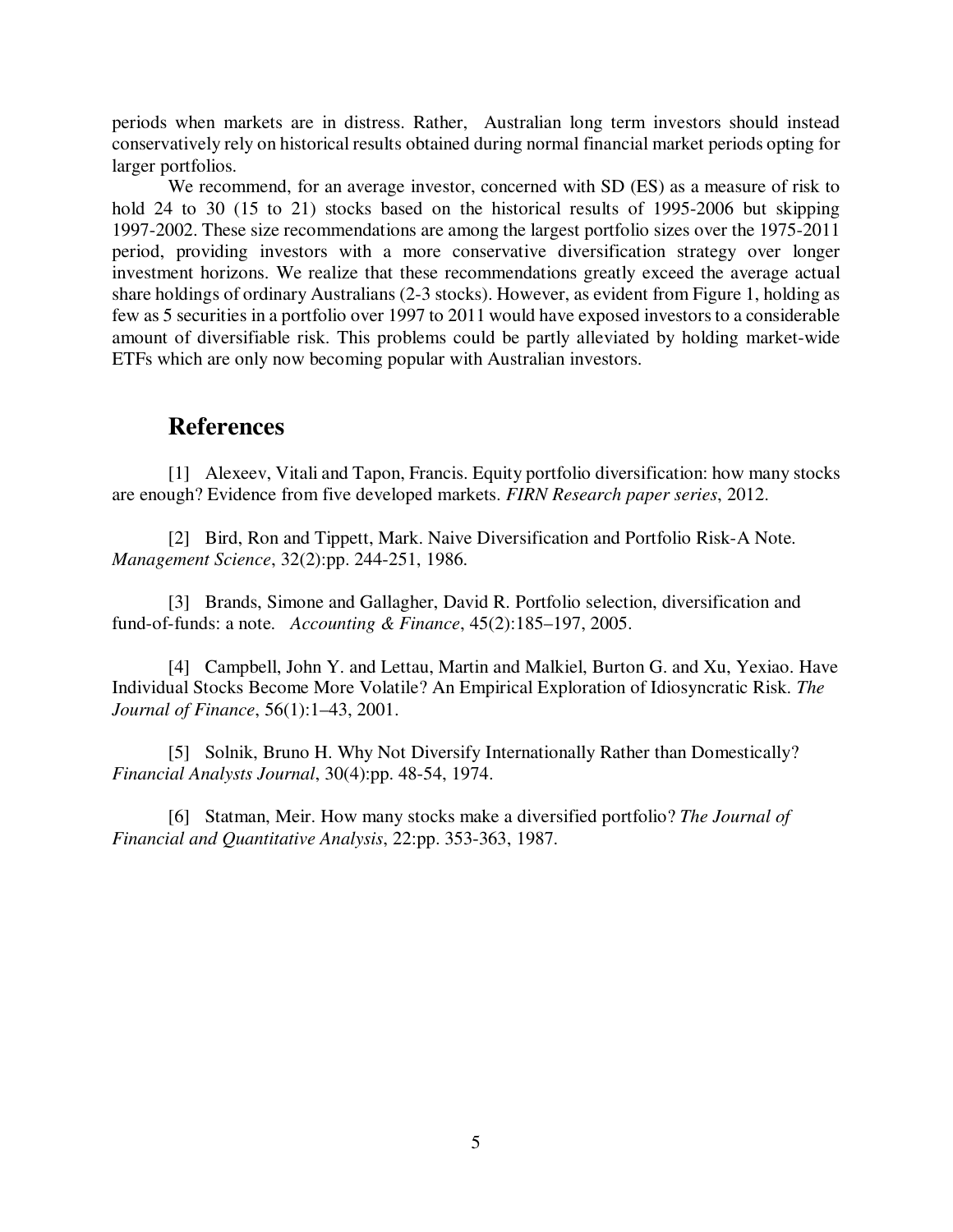periods when markets are in distress. Rather,  Australian long term investors should instead conservatively rely on historical results obtained during normal financial market periods opting for larger portfolios.

We recommend, for an average investor, concerned with SD (ES) as a measure of risk to hold 24 to 30 (15 to 21) stocks based on the historical results of 1995-2006 but skipping 1997-2002. These size recommendations are among the largest portfolio sizes over the 1975-2011 period, providing investors with a more conservative diversification strategy over longer investment horizons. We realize that these recommendations greatly exceed the average actual share holdings of ordinary Australians (2-3 stocks). However, as evident from Figure 1, holding as few as 5 securities in a portfolio over 1997 to 2011 would have exposed investors to a considerable amount of diversifiable risk. This problems could be partly alleviated by holding market-wide ETFs which are only now becoming popular with Australian investors.

## References

[1] Alexeev, Vitali and Tapon, Francis. Equity portfolio diversification: how many stocks are enough? Evidence from five developed markets. *FIRN Research paper series*, 2012.

[2] Bird, Ron and Tippett, Mark. Naive Diversification and Portfolio Risk-A Note. *Management Science*, 32(2):pp. 244-251, 1986.

[3] Brands, Simone and Gallagher, David R. Portfolio selection, diversification and fund-of-funds: a note. *Accounting & Finance*, 45(2):185–197, 2005.

[4] Campbell, John Y. and Lettau, Martin and Malkiel, Burton G. and Xu, Yexiao. Have Individual Stocks Become More Volatile? An Empirical Exploration of Idiosyncratic Risk. *The Journal of Finance*, 56(1):1–43, 2001.

[5] Solnik, Bruno H. Why Not Diversify Internationally Rather than Domestically? *Financial Analysts Journal*, 30(4):pp. 48-54, 1974.

[6] Statman, Meir. How many stocks make a diversified portfolio? *The Journal of Financial and Quantitative Analysis*, 22:pp. 353-363, 1987.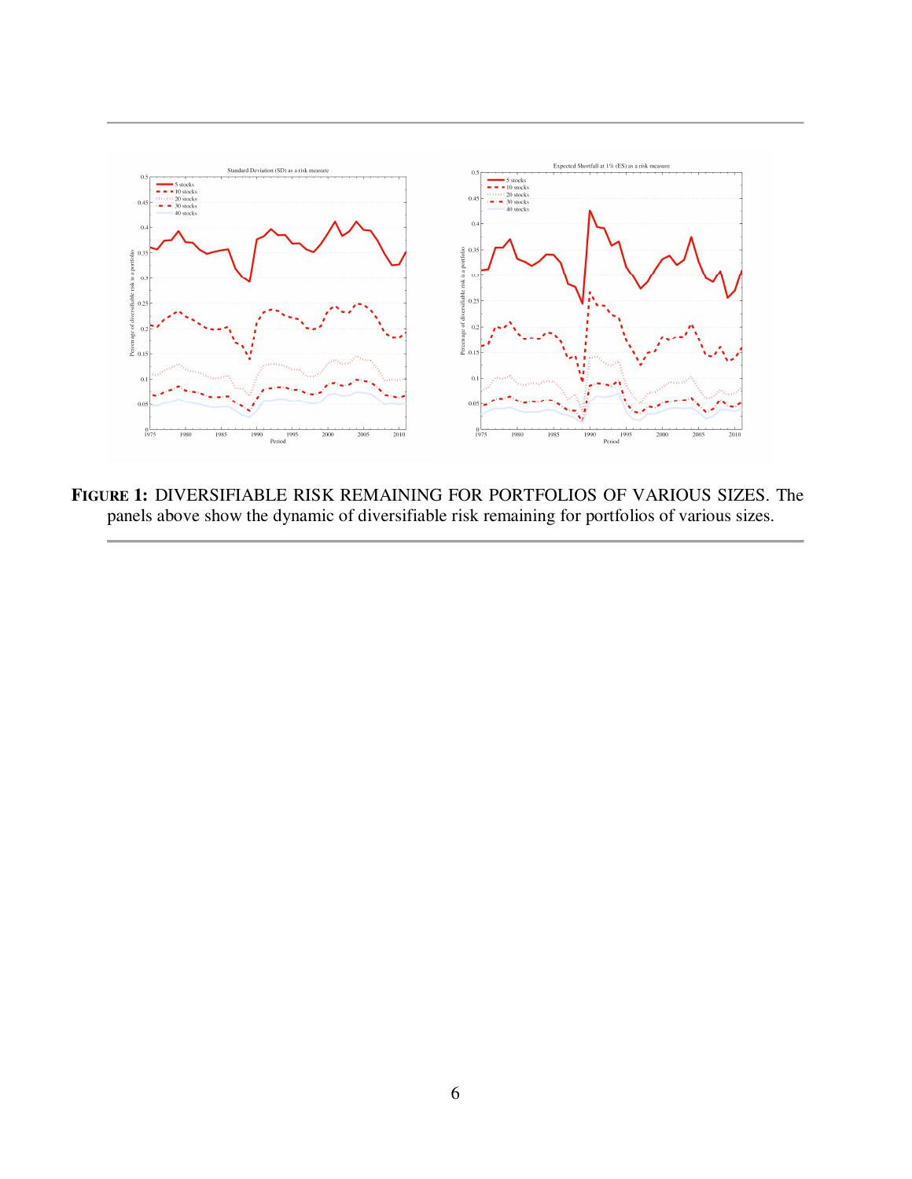**FIGURE 1:** DIVERSIFIABLE RISK REMAINING FOR PORTFOLIOS OF VARIOUS SIZES. The panels above show the dynamic of diversifiable risk remaining for portfolios of various sizes.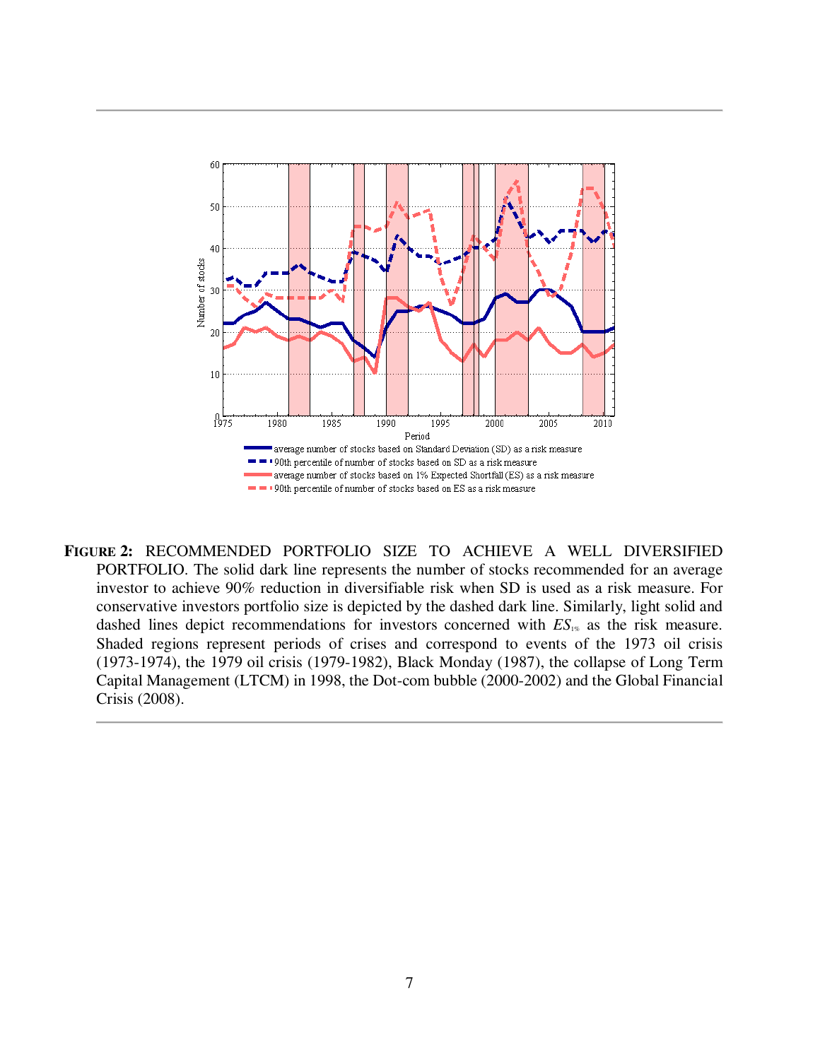**FIGURE 2:** RECOMMENDED PORTFOLIO SIZE TO ACHIEVE A WELL DIVERSIFIED PORTFOLIO. The solid dark line represents the number of stocks recommended for an average investor to achieve 90% reduction in diversifiable risk when SD is used as a risk measure. For conservative investors portfolio size is depicted by the dashed dark line. Similarly, light solid and dashed lines depict recommendations for investors concerned with $ES_{1\%}$ as the risk measure. Shaded regions represent periods of crises and correspond to events of the 1973 oil crisis (1973-1974), the 1979 oil crisis (1979-1982), Black Monday (1987), the collapse of Long Term Capital Management (LTCM) in 1998, the Dot-com bubble (2000-2002) and the Global Financial Crisis (2008).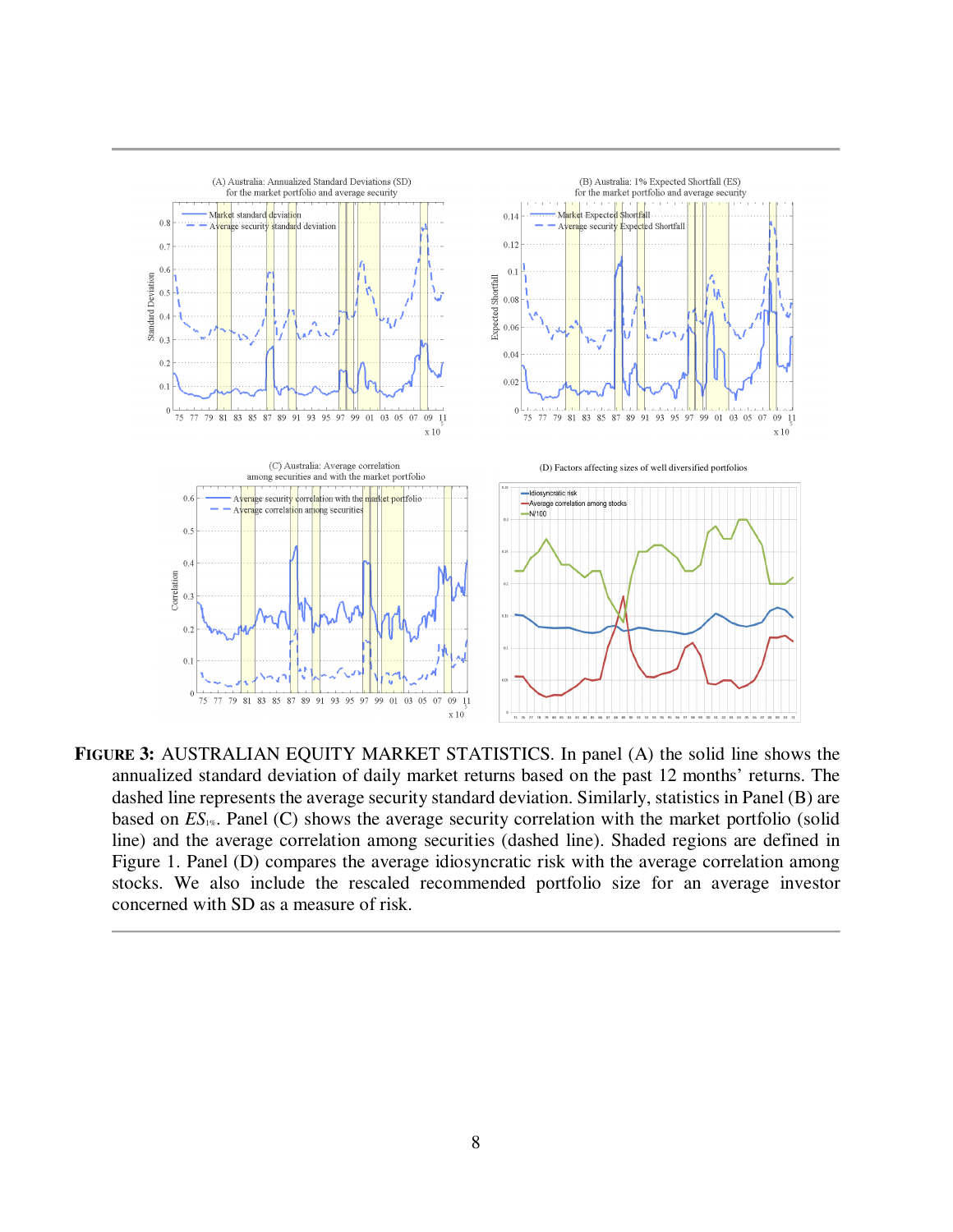**FIGURE 3:** AUSTRALIAN EQUITY MARKET STATISTICS. In panel (A) the solid line shows the annualized standard deviation of daily market returns based on the past 12 months' returns. The dashed line represents the average security standard deviation. Similarly, statistics in Panel (B) are based on $ES_{1\%}$. Panel (C) shows the average security correlation with the market portfolio (solid line) and the average correlation among securities (dashed line). Shaded regions are defined in Figure 1. Panel (D) compares the average idiosyncratic risk with the average correlation among stocks. We also include the rescaled recommended portfolio size for an average investor concerned with SD as a measure of risk.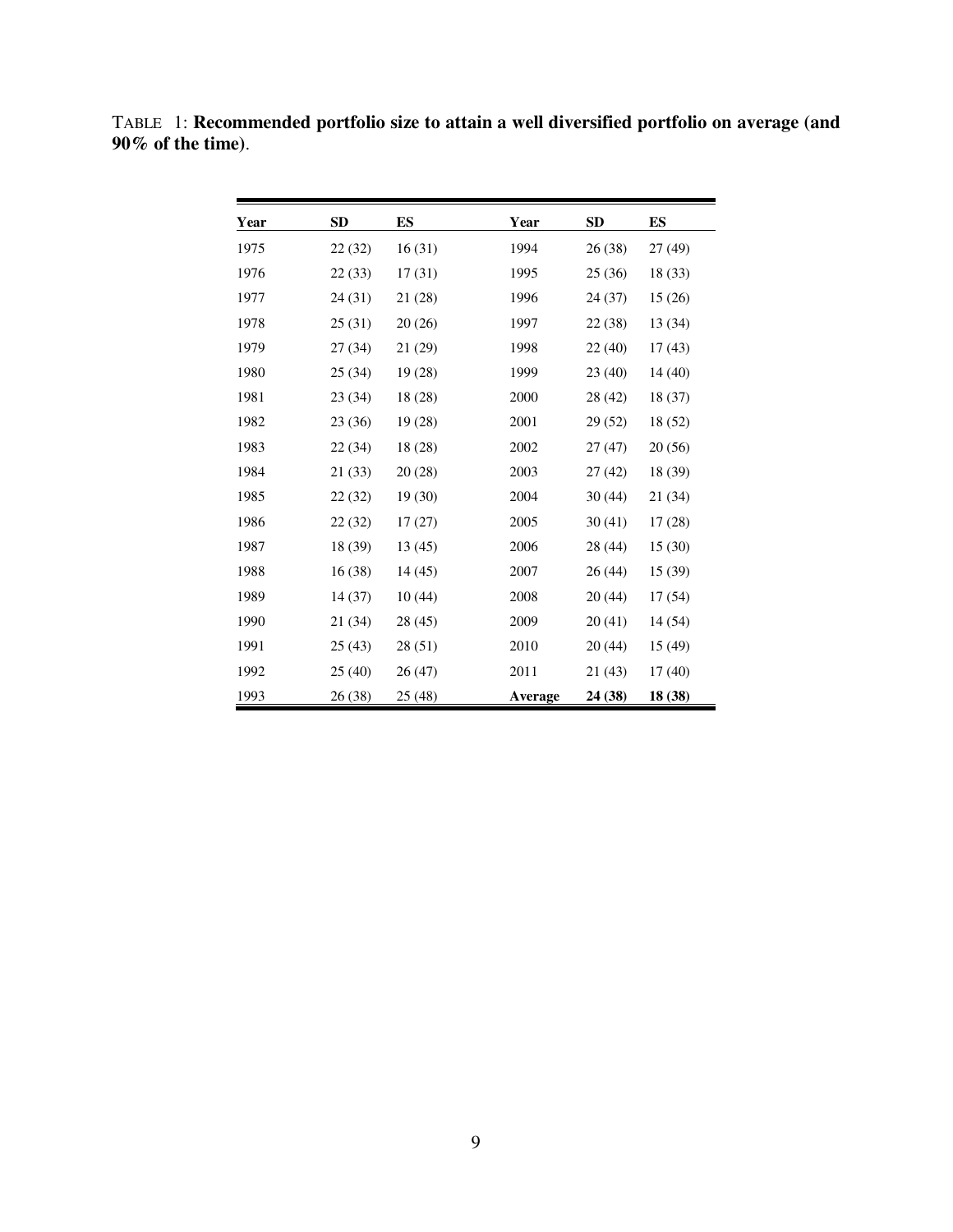TABLE 1: **Recommended portfolio size to attain a well diversified portfolio on average (and 90% of the time)**.

| Year | SD | ES | Year | SD | ES |
|---|---|---|---|---|---|
| 1975 | 22 (32) | 16 (31) | 1994 | 26 (38) | 27 (49) |
| 1976 | 22 (33) | 17 (31) | 1995 | 25 (36) | 18 (33) |
| 1977 | 24 (31) | 21 (28) | 1996 | 24 (37) | 15 (26) |
| 1978 | 25 (31) | 20 (26) | 1997 | 22 (38) | 13 (34) |
| 1979 | 27 (34) | 21 (29) | 1998 | 22 (40) | 17 (43) |
| 1980 | 25 (34) | 19 (28) | 1999 | 23 (40) | 14 (40) |
| 1981 | 23 (34) | 18 (28) | 2000 | 28 (42) | 18 (37) |
| 1982 | 23 (36) | 19 (28) | 2001 | 29 (52) | 18 (52) |
| 1983 | 22 (34) | 18 (28) | 2002 | 27 (47) | 20 (56) |
| 1984 | 21 (33) | 20 (28) | 2003 | 27 (42) | 18 (39) |
| 1985 | 22 (32) | 19 (30) | 2004 | 30 (44) | 21 (34) |
| 1986 | 22 (32) | 17 (27) | 2005 | 30 (41) | 17 (28) |
| 1987 | 18 (39) | 13 (45) | 2006 | 28 (44) | 15 (30) |
| 1988 | 16 (38) | 14 (45) | 2007 | 26 (44) | 15 (39) |
| 1989 | 14 (37) | 10 (44) | 2008 | 20 (44) | 17 (54) |
| 1990 | 21 (34) | 28 (45) | 2009 | 20 (41) | 14 (54) |
| 1991 | 25 (43) | 28 (51) | 2010 | 20 (44) | 15 (49) |
| 1992 | 25 (40) | 26 (47) | 2011 | 21 (43) | 17 (40) |
| 1993 | 26 (38) | 25 (48) | **Average** | **24 (38)** | **18 (38)** |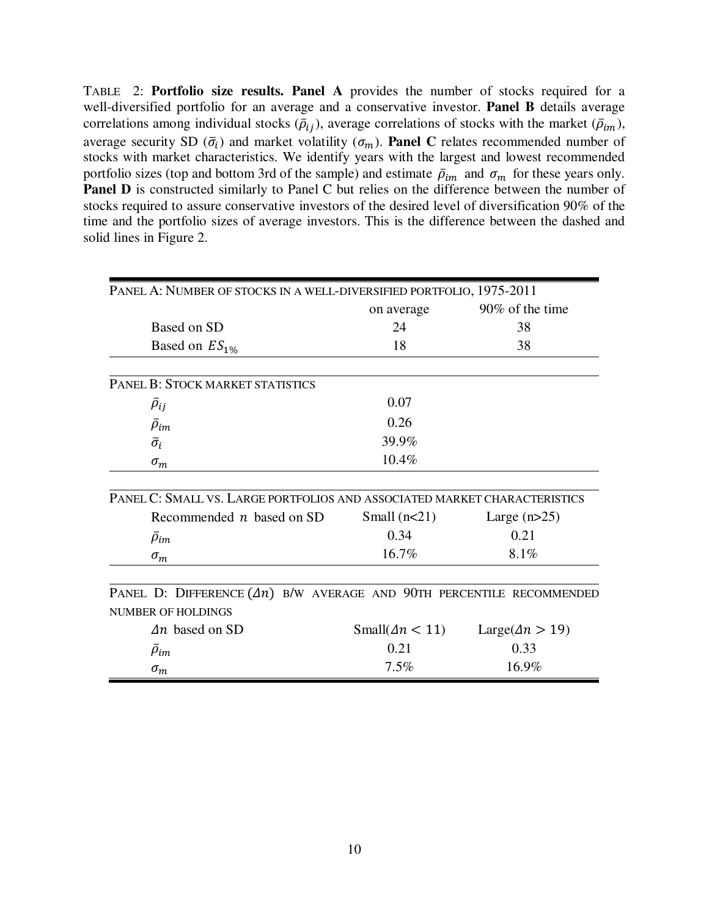TABLE 2: **Portfolio size results. Panel A** provides the number of stocks required for a well-diversified portfolio for an average and a conservative investor. **Panel B** details average correlations among individual stocks ($\bar{\rho}_{ij}$), average correlations of stocks with the market ($\bar{\rho}_{im}$), average security SD ($\bar{\sigma}_i$) and market volatility ($\sigma_m$). **Panel C** relates recommended number of stocks with market characteristics. We identify years with the largest and lowest recommended portfolio sizes (top and bottom 3rd of the sample) and estimate $\bar{\rho}_{im}$ and $\sigma_m$ for these years only. **Panel D** is constructed similarly to Panel C but relies on the difference between the number of stocks required to assure conservative investors of the desired level of diversification 90% of the time and the portfolio sizes of average investors. This is the difference between the dashed and solid lines in Figure 2.

| PANEL A: NUMBER OF STOCKS IN A WELL-DIVERSIFIED PORTFOLIO, 1975-2011 | | |
|---|---|---|
| | on average | 90% of the time |
| Based on SD | 24 | 38 |
| Based on $ES_{1\%}$ | 18 | 38 |

| PANEL B: STOCK MARKET STATISTICS | |
|---|---|
| $\bar{\rho}_{ij}$ | 0.07 |
| $\bar{\rho}_{im}$ | 0.26 |
| $\bar{\sigma}_i$ | 39.9% |
| $\sigma_m$ | 10.4% |

| PANEL C: SMALL VS. LARGE PORTFOLIOS AND ASSOCIATED MARKET CHARACTERISTICS | | |
|---|---|---|
| Recommended $n$ based on SD | Small (n<21) | Large (n>25) |
| $\bar{\rho}_{im}$ | 0.34 | 0.21 |
| $\sigma_m$ | 16.7% | 8.1% |

| PANEL D: DIFFERENCE ($\Delta n$) B/W AVERAGE AND 90TH PERCENTILE RECOMMENDED NUMBER OF HOLDINGS | | |
|---|---|---|
| $\Delta n$ based on SD | Small($\Delta n < 11$) | Large($\Delta n > 19$) |
| $\bar{\rho}_{im}$ | 0.21 | 0.33 |
| $\sigma_m$ | 7.5% | 16.9% |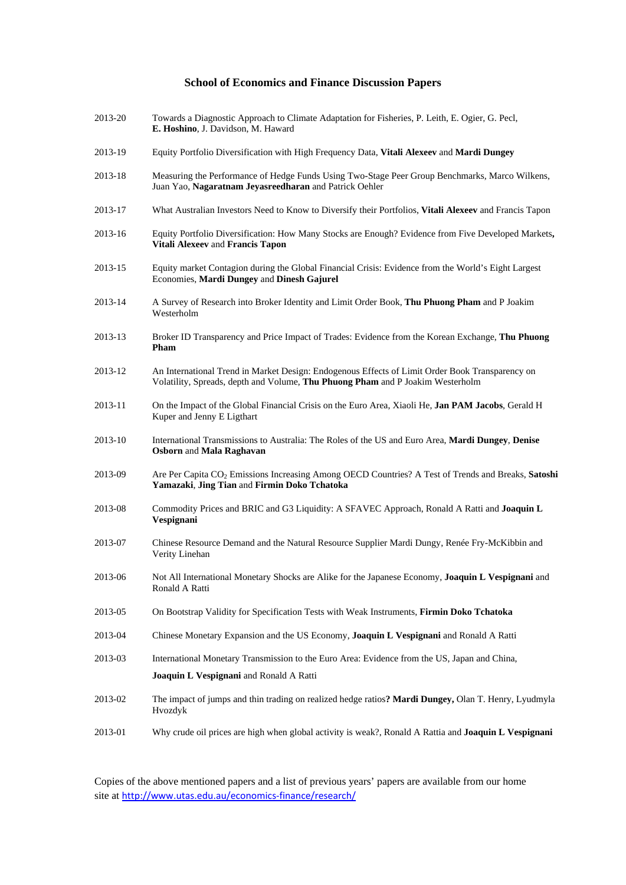## School of Economics and Finance Discussion Papers

| | |
|---|---|
| 2013-20 | Towards a Diagnostic Approach to Climate Adaptation for Fisheries, P. Leith, E. Ogier, G. Pecl, **E. Hoshino**, J. Davidson, M. Haward |
| 2013-19 | Equity Portfolio Diversification with High Frequency Data, **Vitali Alexeev** and **Mardi Dungey** |
| 2013-18 | Measuring the Performance of Hedge Funds Using Two-Stage Peer Group Benchmarks, Marco Wilkens, Juan Yao, **Nagaratnam Jeyasreedharan** and Patrick Oehler |
| 2013-17 | What Australian Investors Need to Know to Diversify their Portfolios, **Vitali Alexeev** and Francis Tapon |
| 2013-16 | Equity Portfolio Diversification: How Many Stocks are Enough? Evidence from Five Developed Markets**,** **Vitali Alexeev** and **Francis Tapon** |
| 2013-15 | Equity market Contagion during the Global Financial Crisis: Evidence from the World's Eight Largest Economies, **Mardi Dungey** and **Dinesh Gajurel** |
| 2013-14 | A Survey of Research into Broker Identity and Limit Order Book, **Thu Phuong Pham** and P Joakim Westerholm |
| 2013-13 | Broker ID Transparency and Price Impact of Trades: Evidence from the Korean Exchange, **Thu Phuong Pham** |
| 2013-12 | An International Trend in Market Design: Endogenous Effects of Limit Order Book Transparency on Volatility, Spreads, depth and Volume, **Thu Phuong Pham** and P Joakim Westerholm |
| 2013-11 | On the Impact of the Global Financial Crisis on the Euro Area, Xiaoli He, **Jan PAM Jacobs**, Gerald H Kuper and Jenny E Ligthart |
| 2013-10 | International Transmissions to Australia: The Roles of the US and Euro Area, **Mardi Dungey**, **Denise Osborn** and **Mala Raghavan** |
| 2013-09 | Are Per Capita $CO_2$ Emissions Increasing Among OECD Countries? A Test of Trends and Breaks, **Satoshi Yamazaki**, **Jing Tian** and **Firmin Doko Tchatoka** |
| 2013-08 | Commodity Prices and BRIC and G3 Liquidity: A SFAVEC Approach, Ronald A Ratti and **Joaquin L Vespignani** |
| 2013-07 | Chinese Resource Demand and the Natural Resource Supplier Mardi Dungy, Renée Fry-McKibbin and Verity Linehan |
| 2013-06 | Not All International Monetary Shocks are Alike for the Japanese Economy, **Joaquin L Vespignani** and Ronald A Ratti |
| 2013-05 | On Bootstrap Validity for Specification Tests with Weak Instruments, **Firmin Doko Tchatoka** |
| 2013-04 | Chinese Monetary Expansion and the US Economy, **Joaquin L Vespignani** and Ronald A Ratti |
| 2013-03 | International Monetary Transmission to the Euro Area: Evidence from the US, Japan and China, **Joaquin L Vespignani** and Ronald A Ratti |
| 2013-02 | The impact of jumps and thin trading on realized hedge ratios**? Mardi Dungey,** Olan T. Henry, Lyudmyla Hvozdyk |
| 2013-01 | Why crude oil prices are high when global activity is weak?, Ronald A Rattia and **Joaquin L Vespignani** |

Copies of the above mentioned papers and a list of previous years' papers are available from our home site at http://www.utas.edu.au/economics-finance/research/